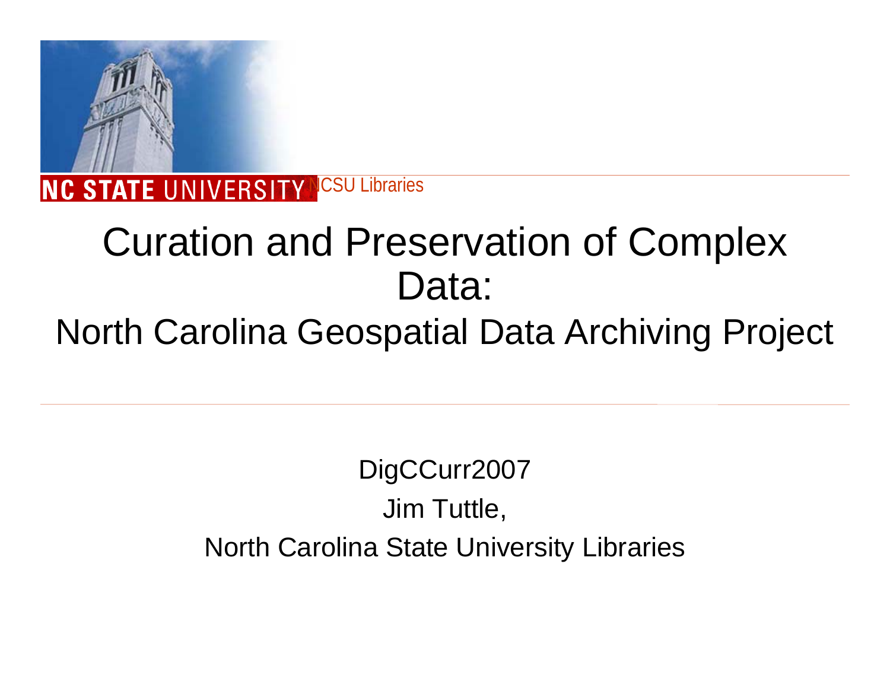NC STATE UNIVERSITY NCSU Libraries

# Curation and Preservation of Complex Data:

## North Carolina Geospatial Data Archiving Project

DigCCurr2007

Jim Tuttle,

North Carolina State University Libraries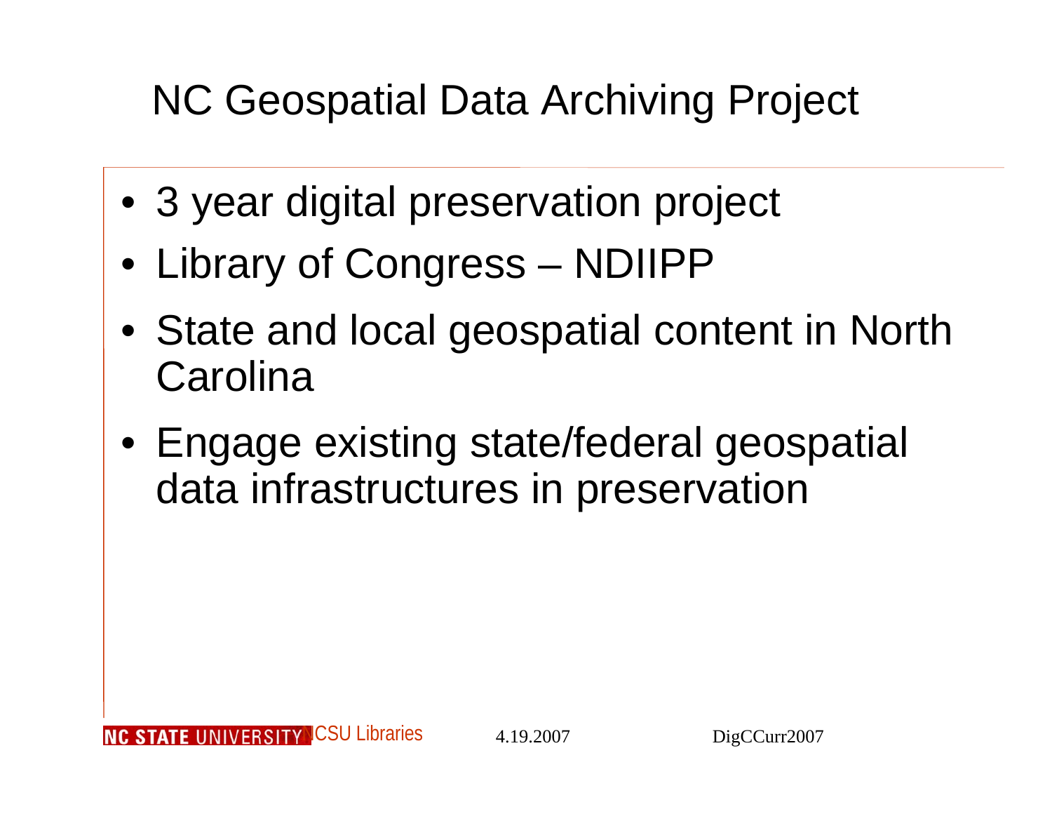# NC Geospatial Data Archiving Project

- 3 year digital preservation project
- Library of Congress – NDIIPP
- State and local geospatial content in North Carolina
- Engage existing state/federal geospatial data infrastructures in preservation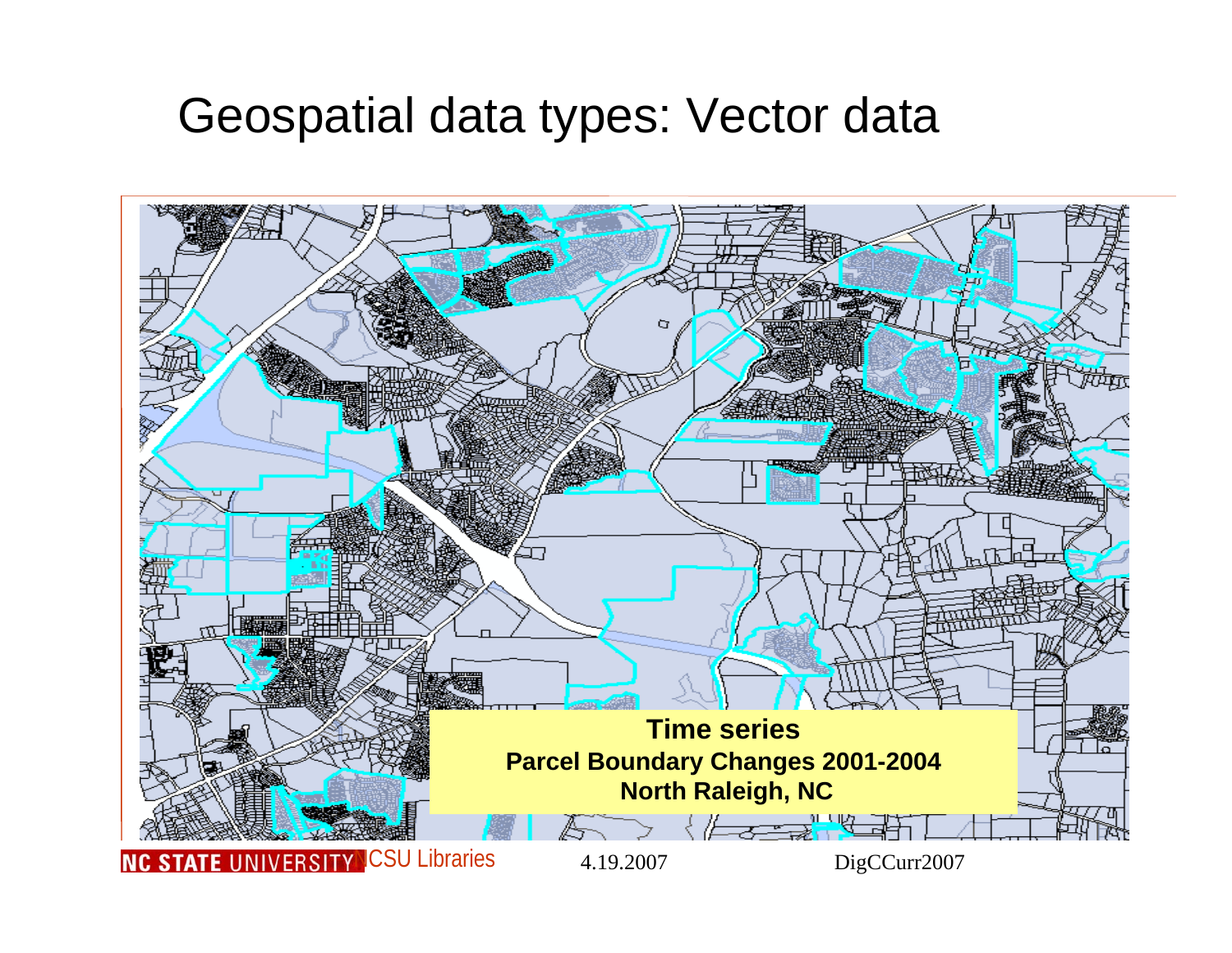# Geospatial data types: Vector data

**Time series**
**Parcel Boundary Changes 2001-2004**
**North Raleigh, NC**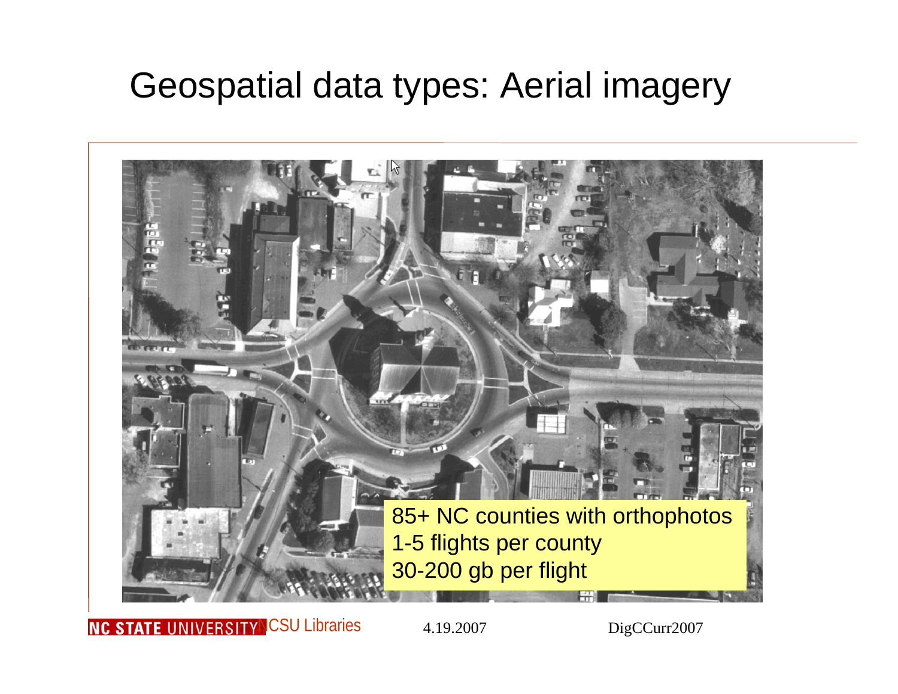# Geospatial data types: Aerial imagery

85+ NC counties with orthophotos
1-5 flights per county
30-200 gb per flight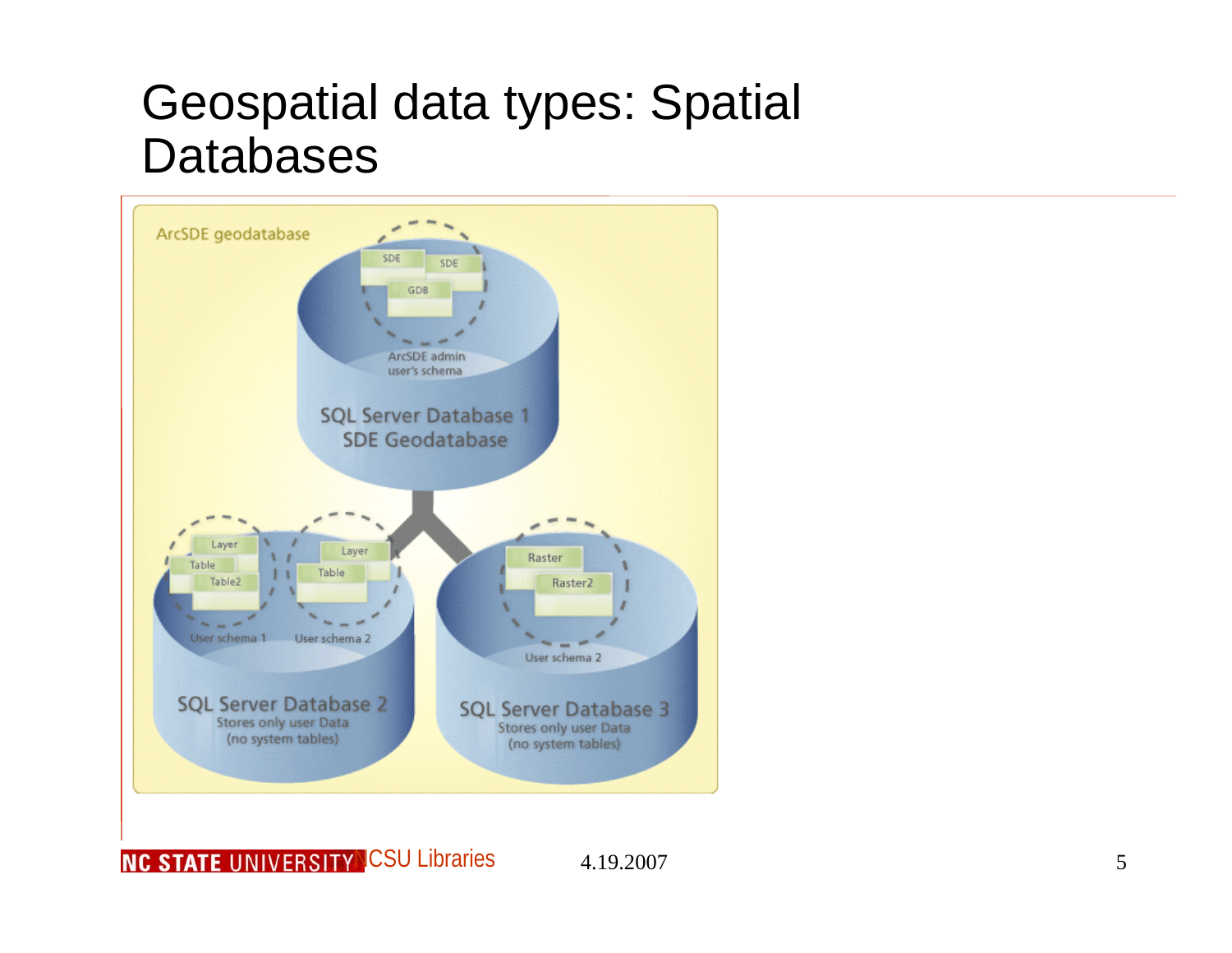# Geospatial data types: Spatial Databases

ArcSDE geodatabase

SDE
SDE
GDB
ArcSDE admin user's schema
SQL Server Database 1
SDE Geodatabase

Layer
Table
Table2
User schema 1
Layer
Table
User schema 2
SQL Server Database 2
Stores only user Data
(no system tables)

Raster
Raster2
User schema 2
SQL Server Database 3
Stores only user Data
(no system tables)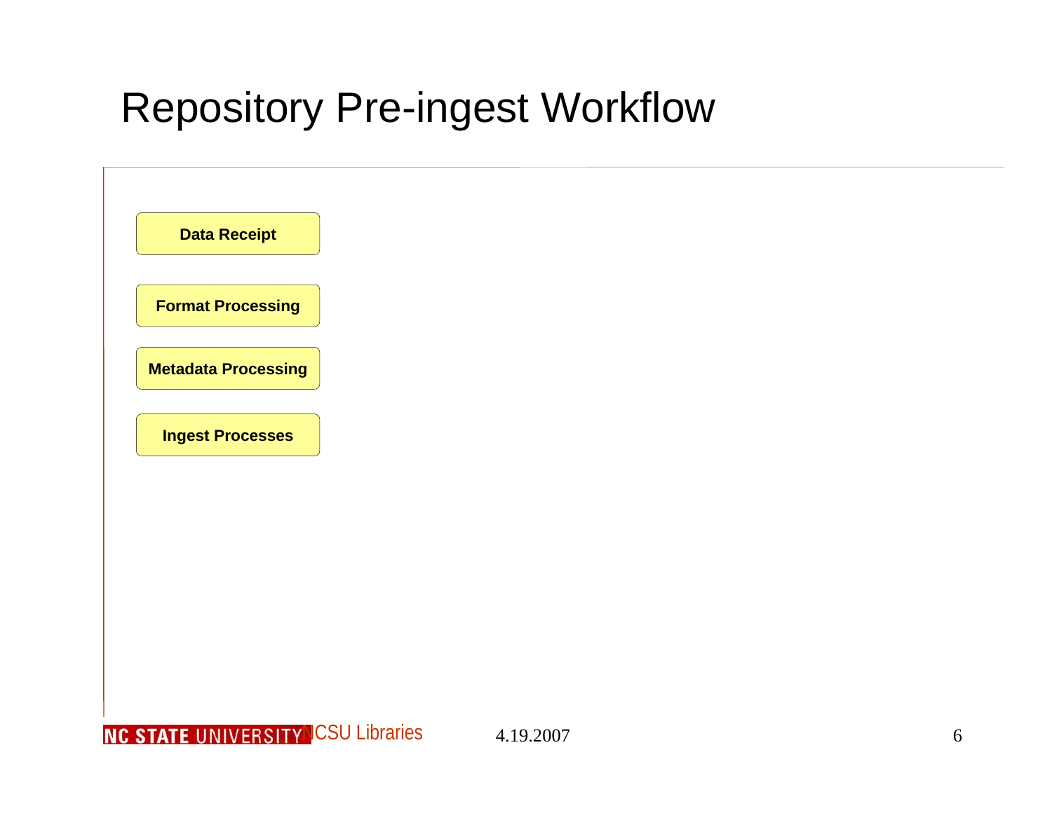# Repository Pre-ingest Workflow

**Data Receipt**

**Format Processing**

**Metadata Processing**

**Ingest Processes**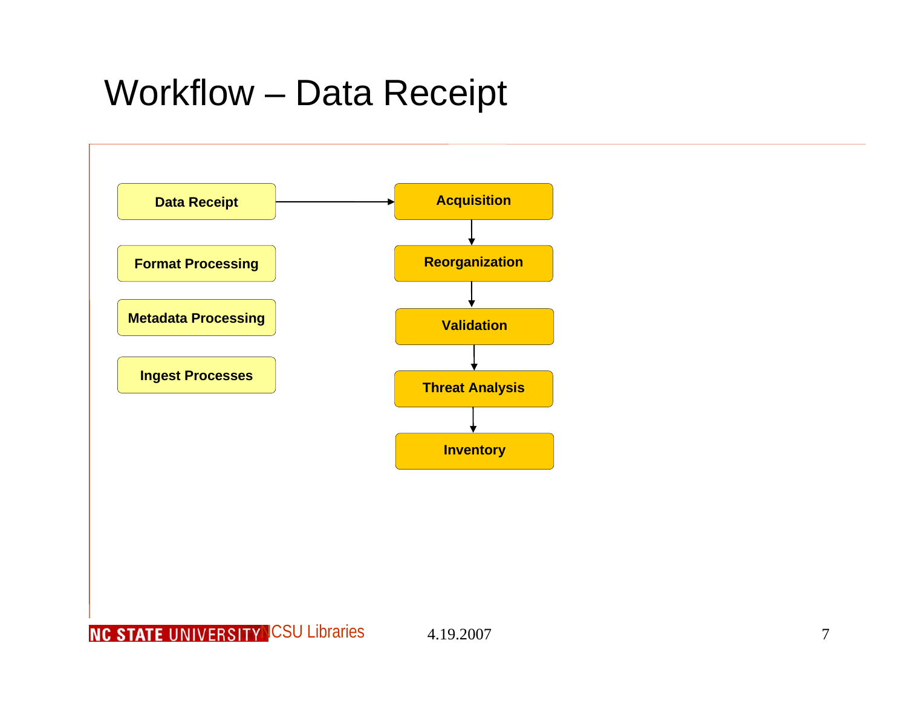# Workflow – Data Receipt

Data Receipt

Format Processing

Metadata Processing

Ingest Processes

Acquisition

Reorganization

Validation

Threat Analysis

Inventory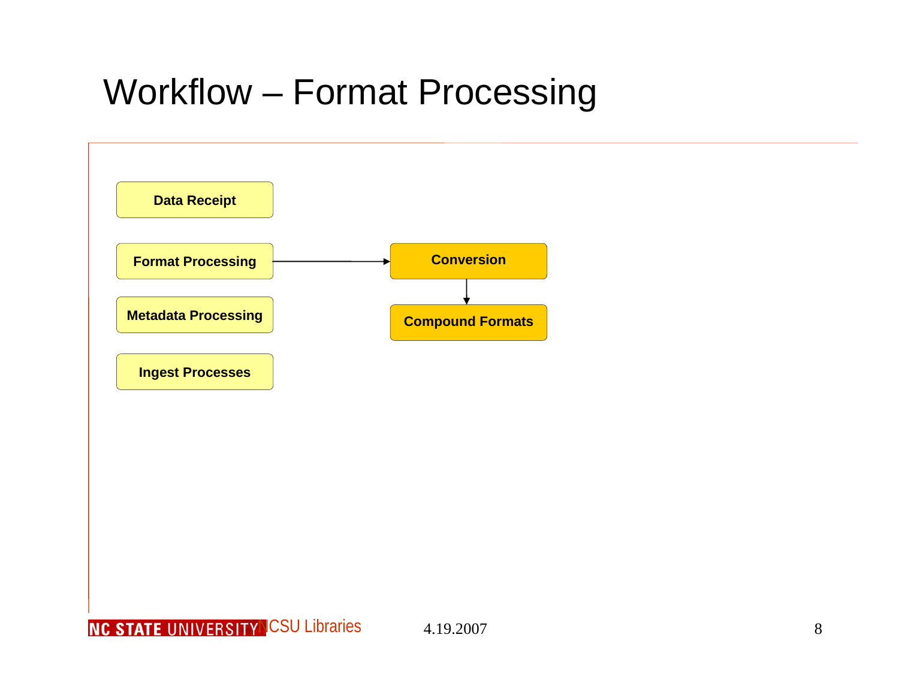# Workflow – Format Processing

Data Receipt

Format Processing

Metadata Processing

Ingest Processes

Conversion

Compound Formats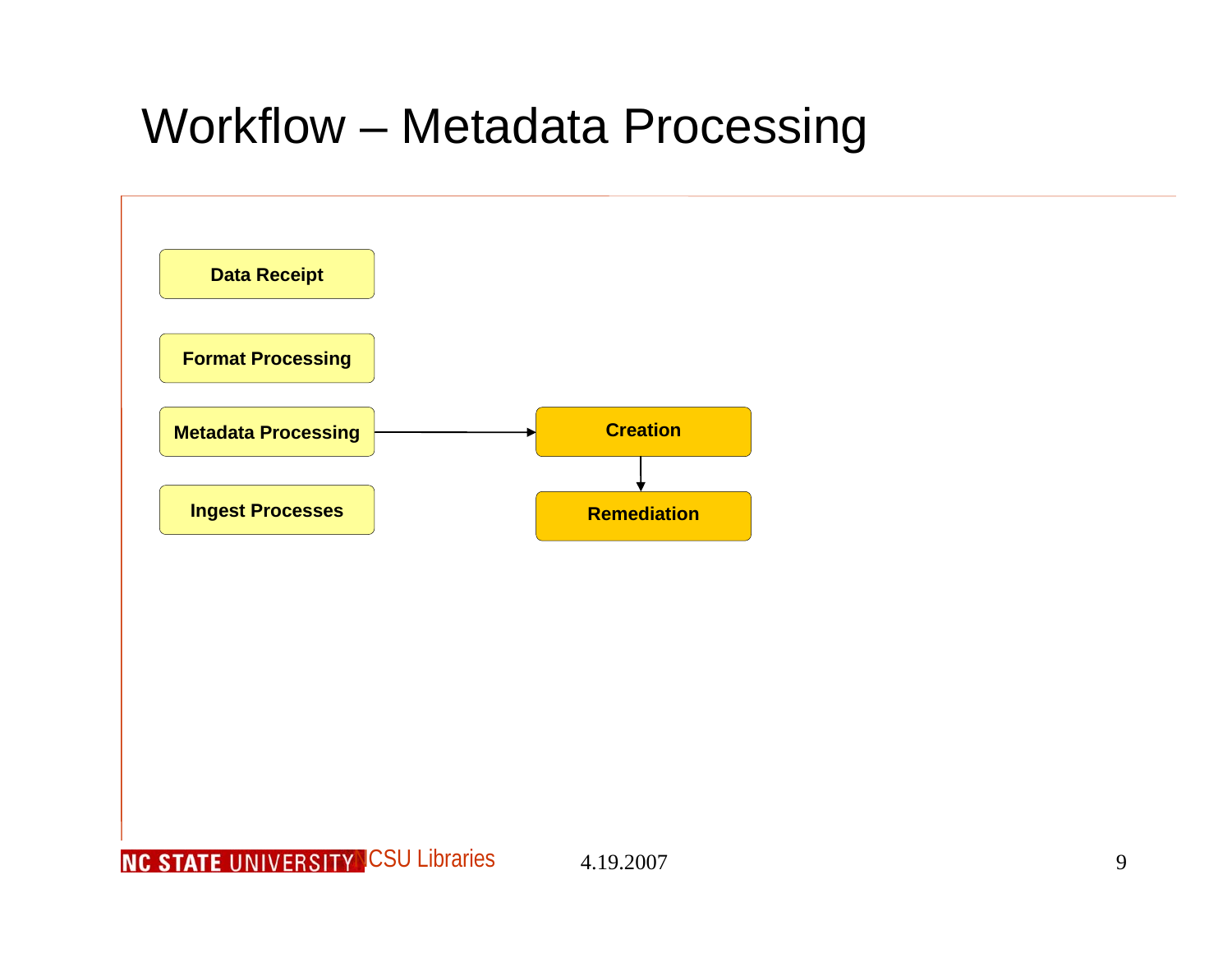# Workflow – Metadata Processing

Data Receipt

Format Processing

Metadata Processing

Ingest Processes

Creation

Remediation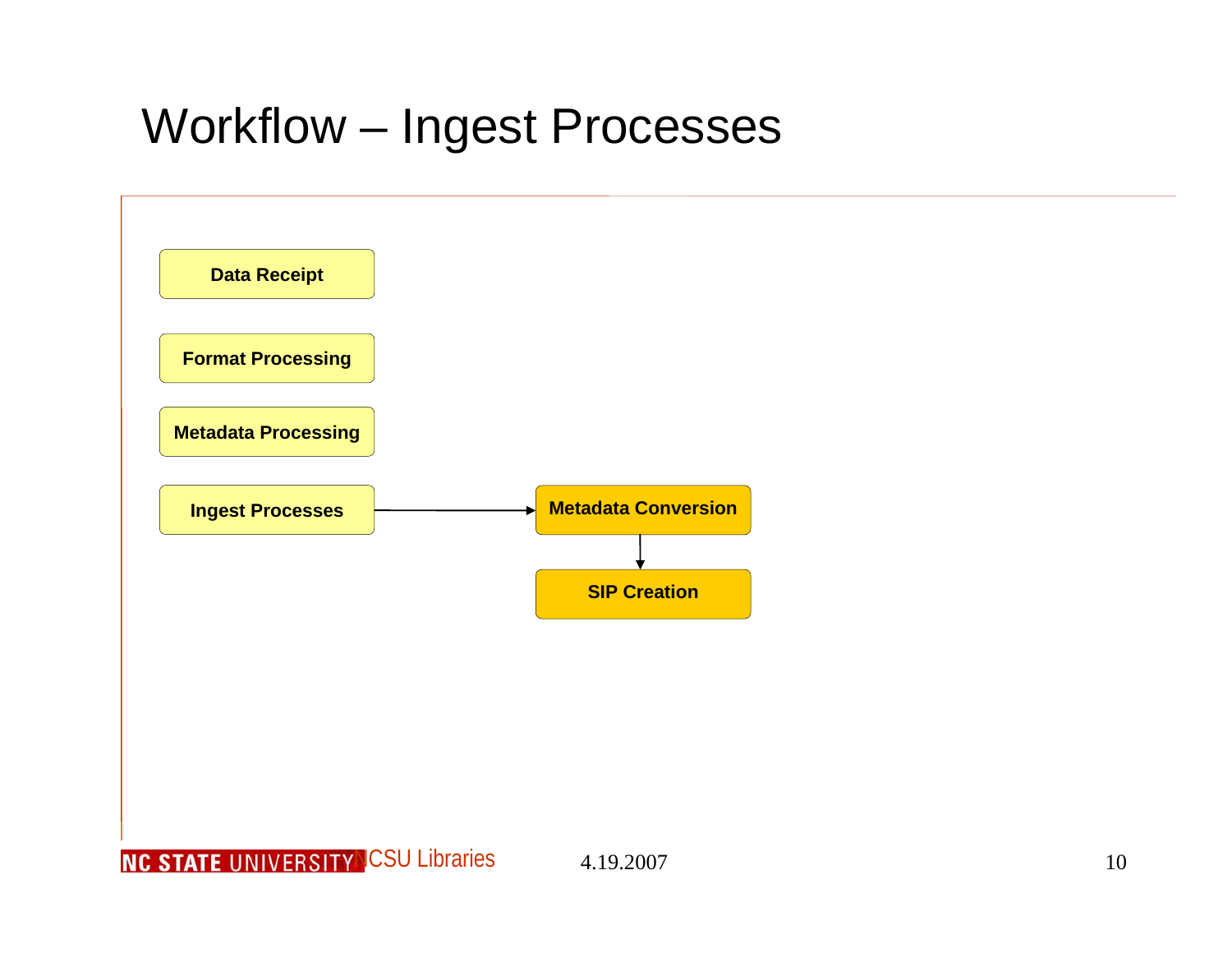# Workflow – Ingest Processes

Data Receipt

Format Processing

Metadata Processing

Ingest Processes

Metadata Conversion

SIP Creation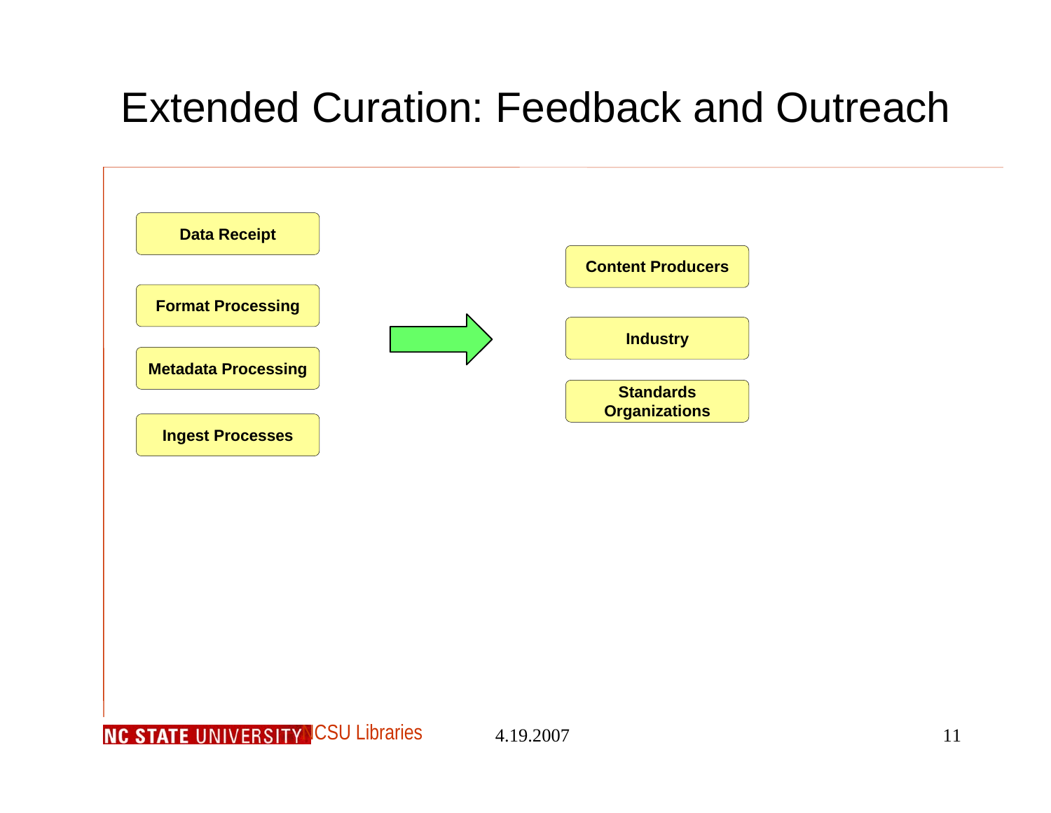# Extended Curation: Feedback and Outreach

- Data Receipt
- Format Processing
- Metadata Processing
- Ingest Processes

→

- Content Producers
- Industry
- Standards Organizations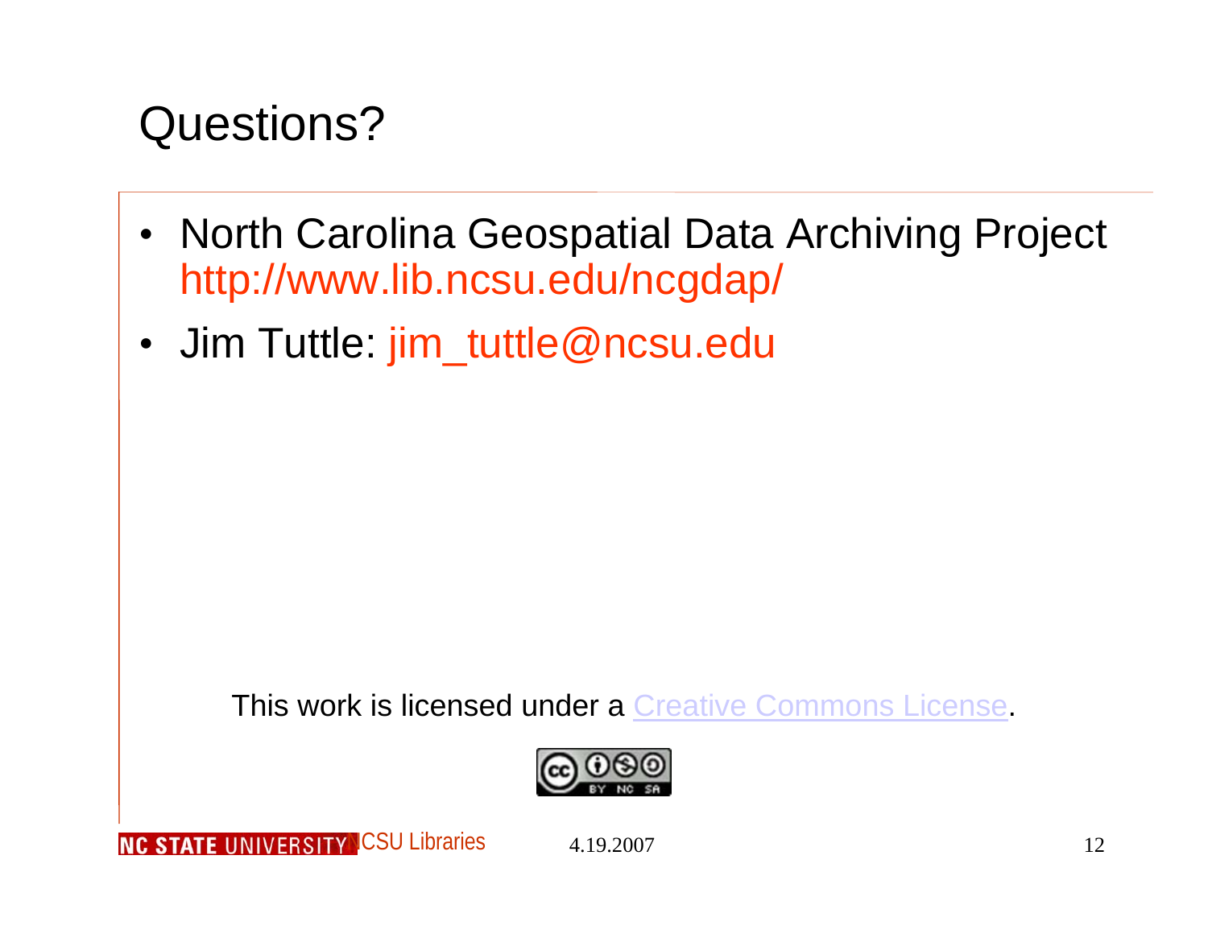# Questions?

- North Carolina Geospatial Data Archiving Project
  http://www.lib.ncsu.edu/ncgdap/
- Jim Tuttle: jim_tuttle@ncsu.edu

This work is licensed under a Creative Commons License.